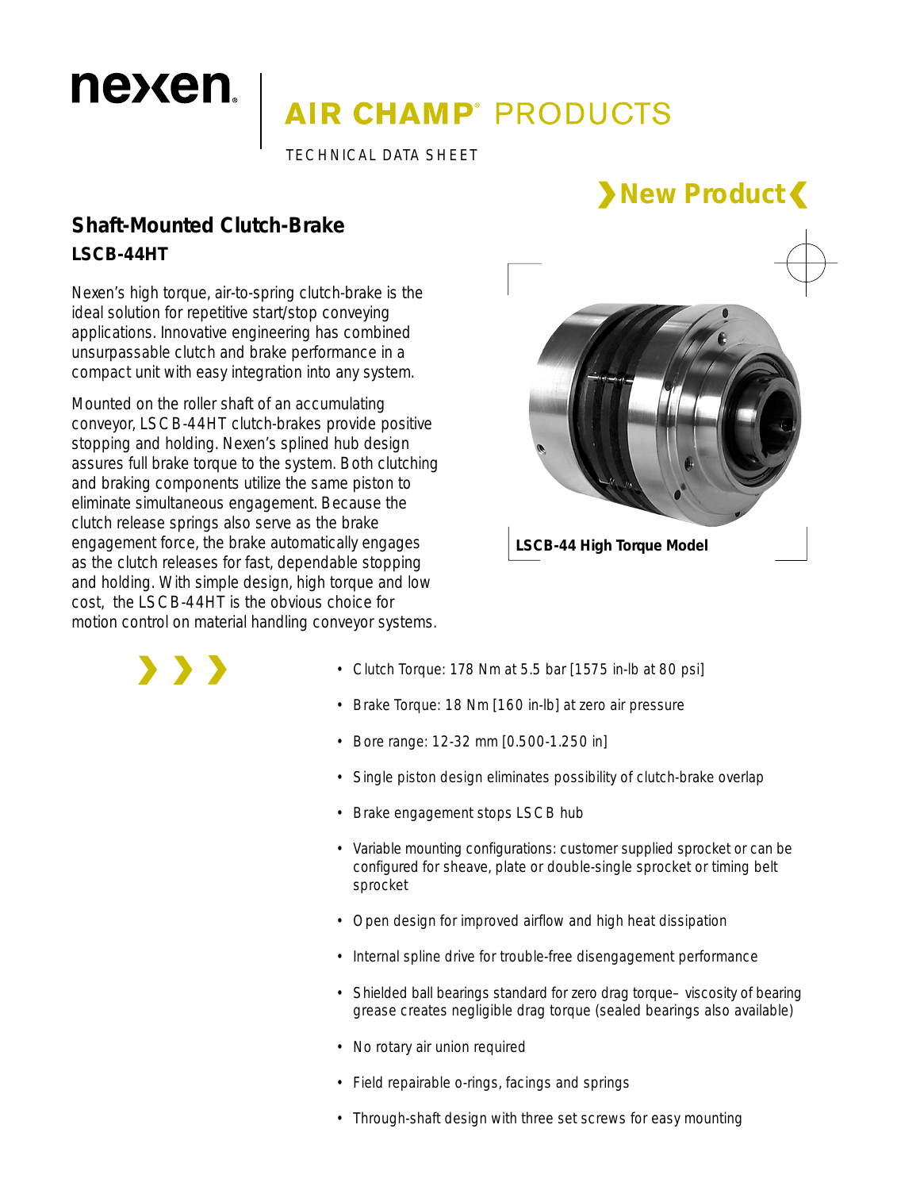# nexen

## AIR CHAMP® PRODUCTS

TECHNICAL DATA SHEET

**New Product**

## Shaft-Mounted Clutch-Brake

### LSCB-44HT

Nexen's high torque, air-to-spring clutch-brake is the ideal solution for repetitive start/stop conveying applications. Innovative engineering has combined unsurpassable clutch and brake performance in a compact unit with easy integration into any system.

Mounted on the roller shaft of an accumulating conveyor, LSCB-44HT clutch-brakes provide positive stopping and holding. Nexen's splined hub design assures full brake torque to the system. Both clutching and braking components utilize the same piston to eliminate simultaneous engagement. Because the clutch release springs also serve as the brake engagement force, the brake automatically engages as the clutch releases for fast, dependable stopping and holding. With simple design, high torque and low cost, the LSCB-44HT is the obvious choice for motion control on material handling conveyor systems.

**LSCB-44 High Torque Model**

- Clutch Torque: 178 Nm at 5.5 bar [1575 in-lb at 80 psi]
- Brake Torque: 18 Nm [160 in-lb] at zero air pressure
- Bore range: 12-32 mm [0.500-1.250 in]
- Single piston design eliminates possibility of clutch-brake overlap
- Brake engagement stops LSCB hub
- Variable mounting configurations: customer supplied sprocket or can be configured for sheave, plate or double-single sprocket or timing belt sprocket
- Open design for improved airflow and high heat dissipation
- Internal spline drive for trouble-free disengagement performance
- Shielded ball bearings standard for zero drag torque– viscosity of bearing grease creates negligible drag torque (sealed bearings also available)
- No rotary air union required
- Field repairable o-rings, facings and springs
- Through-shaft design with three set screws for easy mounting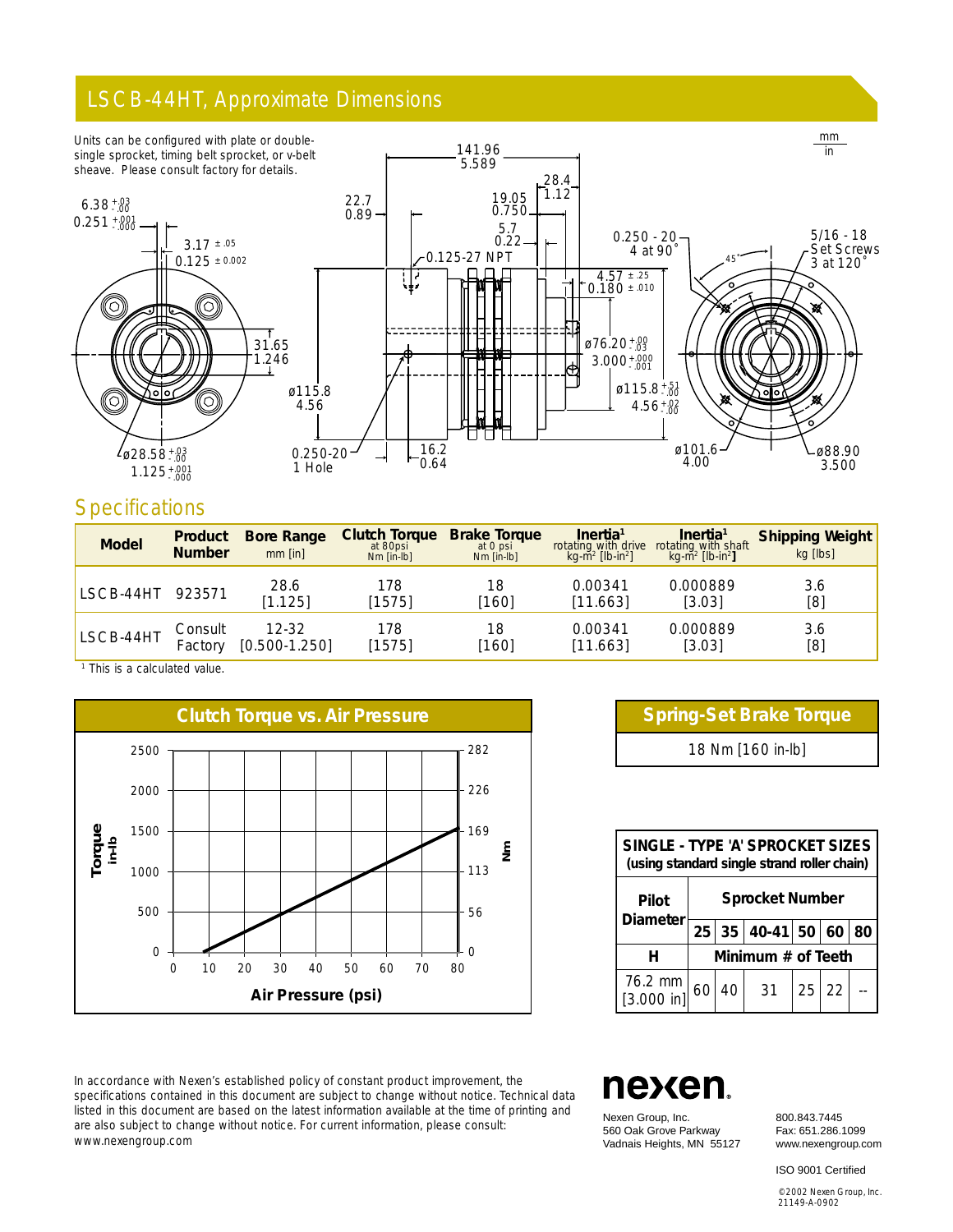# LSCB-44HT, Approximate Dimensions

Units can be configured with plate or double-single sprocket, timing belt sprocket, or v-belt sheave. Please consult factory for details.

mm / in

6.38 +.03/-.00
0.251 +.001/-.000

3.17 ± .05
0.125 ± 0.002

31.65
1.246

ø28.58 +.03/-.00
1.125 +.001/-.000

22.7
0.89

ø115.8
4.56

0.250-20
1 Hole

16.2
0.64

141.96
5.589

19.05
0.750

28.4
1.12

5.7
0.22

0.125-27 NPT

0.250 - 20
4 at 90°

4.57 ± .25
0.180 ± .010

ø76.20 +.00/-.03
3.000 +.000/-.001

ø115.8 +.51/-.00
4.56 +.02/-.00

45°

5/16 - 18
Set Screws
3 at 120°

ø101.6
4.00

ø88.90
3.500

## Specifications

| Model | Product Number | Bore Range mm [in] | Clutch Torque at 80psi Nm [in-lb] | Brake Torque at 0 psi Nm [in-lb] | Inertia[1] rotating with drive kg-m² [lb-in²] | Inertia[1] rotating with shaft kg-m² [lb-in²] | Shipping Weight kg [lbs] |
|---|---|---|---|---|---|---|---|
| LSCB-44HT | 923571 | 28.6 [1.125] | 178 [1575] | 18 [160] | 0.00341 [11.663] | 0.000889 [3.03] | 3.6 [8] |
| LSCB-44HT | Consult Factory | 12-32 [0.500-1.250] | 178 [1575] | 18 [160] | 0.00341 [11.663] | 0.000889 [3.03] | 3.6 [8] |

[1] This is a calculated value.

### Clutch Torque vs. Air Pressure

Torque in-lb: 0, 500, 1000, 1500, 2000, 2500
Nm: 0, 56, 113, 169, 226, 282
Air Pressure (psi): 0, 10, 20, 30, 40, 50, 60, 70, 80

### Spring-Set Brake Torque

18 Nm [160 in-lb]

### SINGLE - TYPE 'A' SPROCKET SIZES (using standard single strand roller chain)

| Pilot Diameter | Sprocket Number | | | | | |
|---|---|---|---|---|---|---|
| | 25 | 35 | 40-41 | 50 | 60 | 80 |
| H | Minimum # of Teeth | | | | | |
| 76.2 mm [3.000 in] | 60 | 40 | 31 | 25 | 22 | -- |

In accordance with Nexen's established policy of constant product improvement, the specifications contained in this document are subject to change without notice. Technical data listed in this document are based on the latest information available at the time of printing and are also subject to change without notice. For current information, please consult: www.nexengroup.com

**nexen**

Nexen Group, Inc.
560 Oak Grove Parkway
Vadnais Heights, MN 55127

800.843.7445
Fax: 651.286.1099
www.nexengroup.com

ISO 9001 Certified

©2002 Nexen Group, Inc.
21149-A-0902